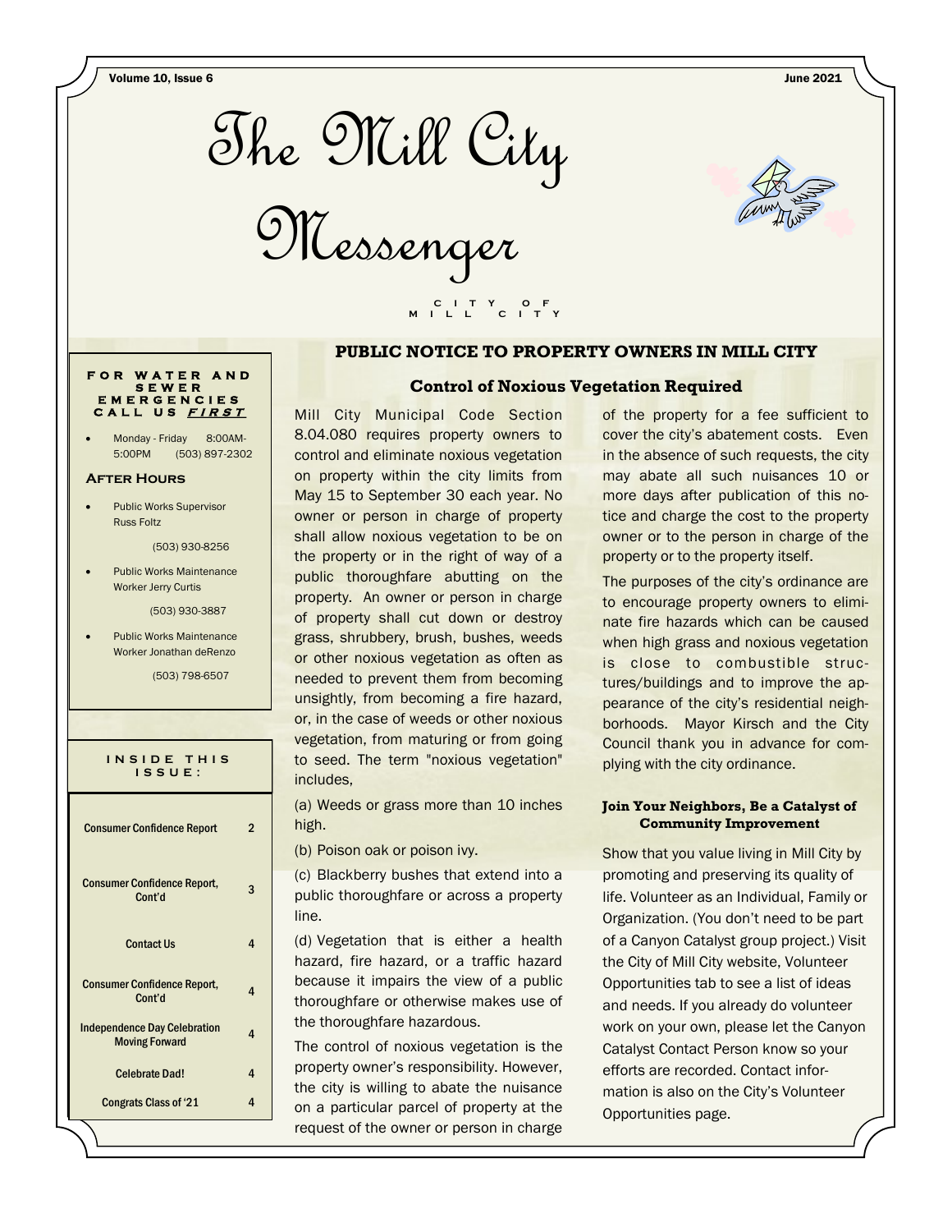# The Mill City Messenger

CITY OF MILL CITY

Volume 10, Issue 6 — June 2021

**FOR WATER AND SEWER EMERGENCIES CALL US *FIRST***

- Monday - Friday 8:00AM-5:00PM (503) 897-2302

**After Hours**

- Public Works Supervisor Russ Foltz

  (503) 930-8256

- Public Works Maintenance Worker Jerry Curtis

  (503) 930-3887

- Public Works Maintenance Worker Jonathan deRenzo

  (503) 798-6507

**INSIDE THIS ISSUE:**

| | |
|---|---|
| Consumer Confidence Report | 2 |
| Consumer Confidence Report, Cont'd | 3 |
| Contact Us | 4 |
| Consumer Confidence Report, Cont'd | 4 |
| Independence Day Celebration Moving Forward | 4 |
| Celebrate Dad! | 4 |
| Congrats Class of '21 | 4 |

## PUBLIC NOTICE TO PROPERTY OWNERS IN MILL CITY

### Control of Noxious Vegetation Required

Mill City Municipal Code Section 8.04.080 requires property owners to control and eliminate noxious vegetation on property within the city limits from May 15 to September 30 each year. No owner or person in charge of property shall allow noxious vegetation to be on the property or in the right of way of a public thoroughfare abutting on the property. An owner or person in charge of property shall cut down or destroy grass, shrubbery, brush, bushes, weeds or other noxious vegetation as often as needed to prevent them from becoming unsightly, from becoming a fire hazard, or, in the case of weeds or other noxious vegetation, from maturing or from going to seed. The term "noxious vegetation" includes,

(a) Weeds or grass more than 10 inches high.

(b) Poison oak or poison ivy.

(c) Blackberry bushes that extend into a public thoroughfare or across a property line.

(d) Vegetation that is either a health hazard, fire hazard, or a traffic hazard because it impairs the view of a public thoroughfare or otherwise makes use of the thoroughfare hazardous.

The control of noxious vegetation is the property owner's responsibility. However, the city is willing to abate the nuisance on a particular parcel of property at the request of the owner or person in charge of the property for a fee sufficient to cover the city's abatement costs. Even in the absence of such requests, the city may abate all such nuisances 10 or more days after publication of this notice and charge the cost to the property owner or to the person in charge of the property or to the property itself.

The purposes of the city's ordinance are to encourage property owners to eliminate fire hazards which can be caused when high grass and noxious vegetation is close to combustible structures/buildings and to improve the appearance of the city's residential neighborhoods. Mayor Kirsch and the City Council thank you in advance for complying with the city ordinance.

### Join Your Neighbors, Be a Catalyst of Community Improvement

Show that you value living in Mill City by promoting and preserving its quality of life. Volunteer as an Individual, Family or Organization. (You don't need to be part of a Canyon Catalyst group project.) Visit the City of Mill City website, Volunteer Opportunities tab to see a list of ideas and needs. If you already do volunteer work on your own, please let the Canyon Catalyst Contact Person know so your efforts are recorded. Contact information is also on the City's Volunteer Opportunities page.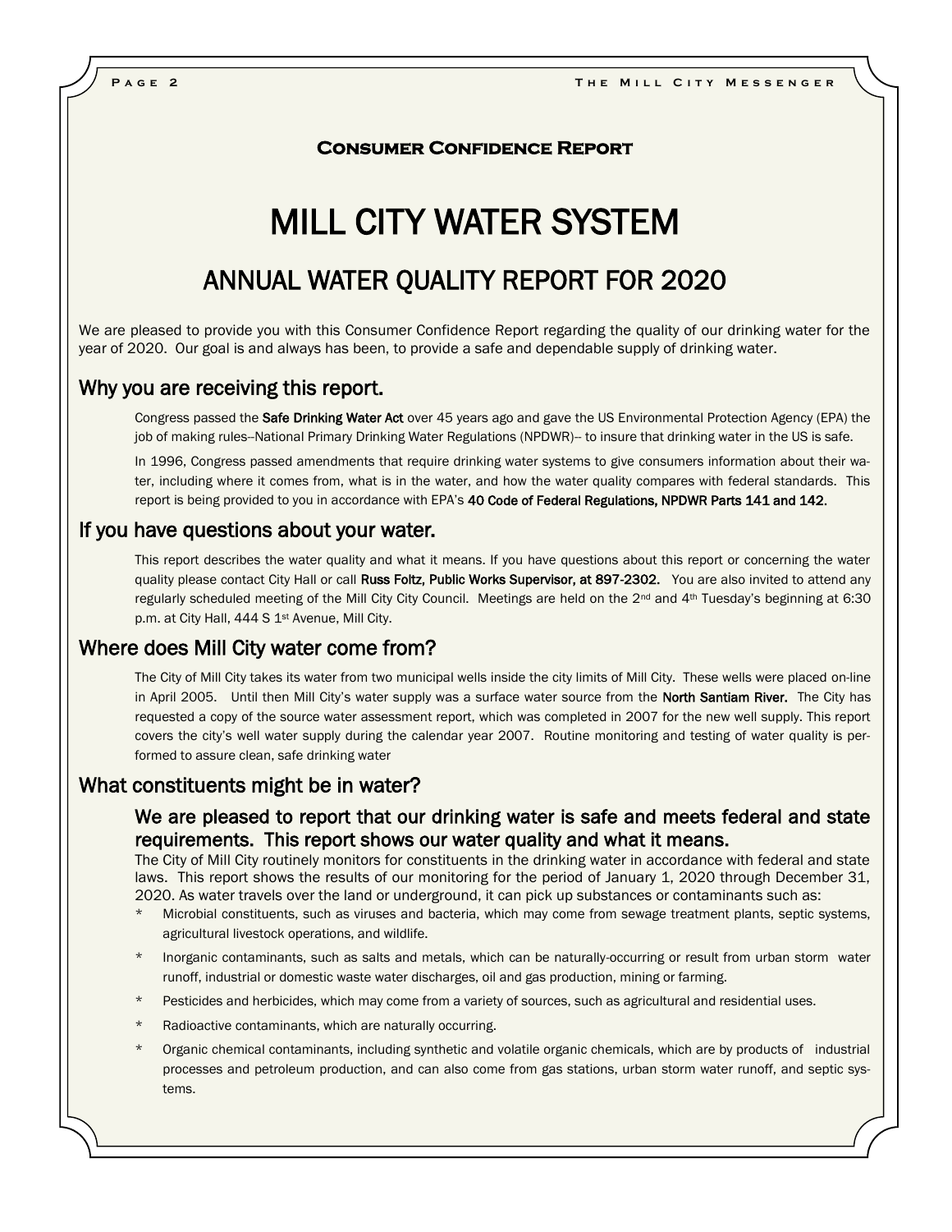**Consumer Confidence Report**

# MILL CITY WATER SYSTEM

## ANNUAL WATER QUALITY REPORT FOR 2020

We are pleased to provide you with this Consumer Confidence Report regarding the quality of our drinking water for the year of 2020. Our goal is and always has been, to provide a safe and dependable supply of drinking water.

### Why you are receiving this report.

Congress passed the **Safe Drinking Water Act** over 45 years ago and gave the US Environmental Protection Agency (EPA) the job of making rules--National Primary Drinking Water Regulations (NPDWR)-- to insure that drinking water in the US is safe.

In 1996, Congress passed amendments that require drinking water systems to give consumers information about their water, including where it comes from, what is in the water, and how the water quality compares with federal standards. This report is being provided to you in accordance with EPA's **40 Code of Federal Regulations, NPDWR Parts 141 and 142**.

### If you have questions about your water.

This report describes the water quality and what it means. If you have questions about this report or concerning the water quality please contact City Hall or call **Russ Foltz, Public Works Supervisor, at 897-2302.** You are also invited to attend any regularly scheduled meeting of the Mill City City Council. Meetings are held on the 2nd and 4th Tuesday's beginning at 6:30 p.m. at City Hall, 444 S 1st Avenue, Mill City.

### Where does Mill City water come from?

The City of Mill City takes its water from two municipal wells inside the city limits of Mill City. These wells were placed on-line in April 2005. Until then Mill City's water supply was a surface water source from the **North Santiam River.** The City has requested a copy of the source water assessment report, which was completed in 2007 for the new well supply. This report covers the city's well water supply during the calendar year 2007. Routine monitoring and testing of water quality is performed to assure clean, safe drinking water

### What constituents might be in water?

#### We are pleased to report that our drinking water is safe and meets federal and state requirements. This report shows our water quality and what it means.

The City of Mill City routinely monitors for constituents in the drinking water in accordance with federal and state laws. This report shows the results of our monitoring for the period of January 1, 2020 through December 31, 2020. As water travels over the land or underground, it can pick up substances or contaminants such as:

* Microbial constituents, such as viruses and bacteria, which may come from sewage treatment plants, septic systems, agricultural livestock operations, and wildlife.
* Inorganic contaminants, such as salts and metals, which can be naturally-occurring or result from urban storm water runoff, industrial or domestic waste water discharges, oil and gas production, mining or farming.
* Pesticides and herbicides, which may come from a variety of sources, such as agricultural and residential uses.
* Radioactive contaminants, which are naturally occurring.
* Organic chemical contaminants, including synthetic and volatile organic chemicals, which are by products of industrial processes and petroleum production, and can also come from gas stations, urban storm water runoff, and septic systems.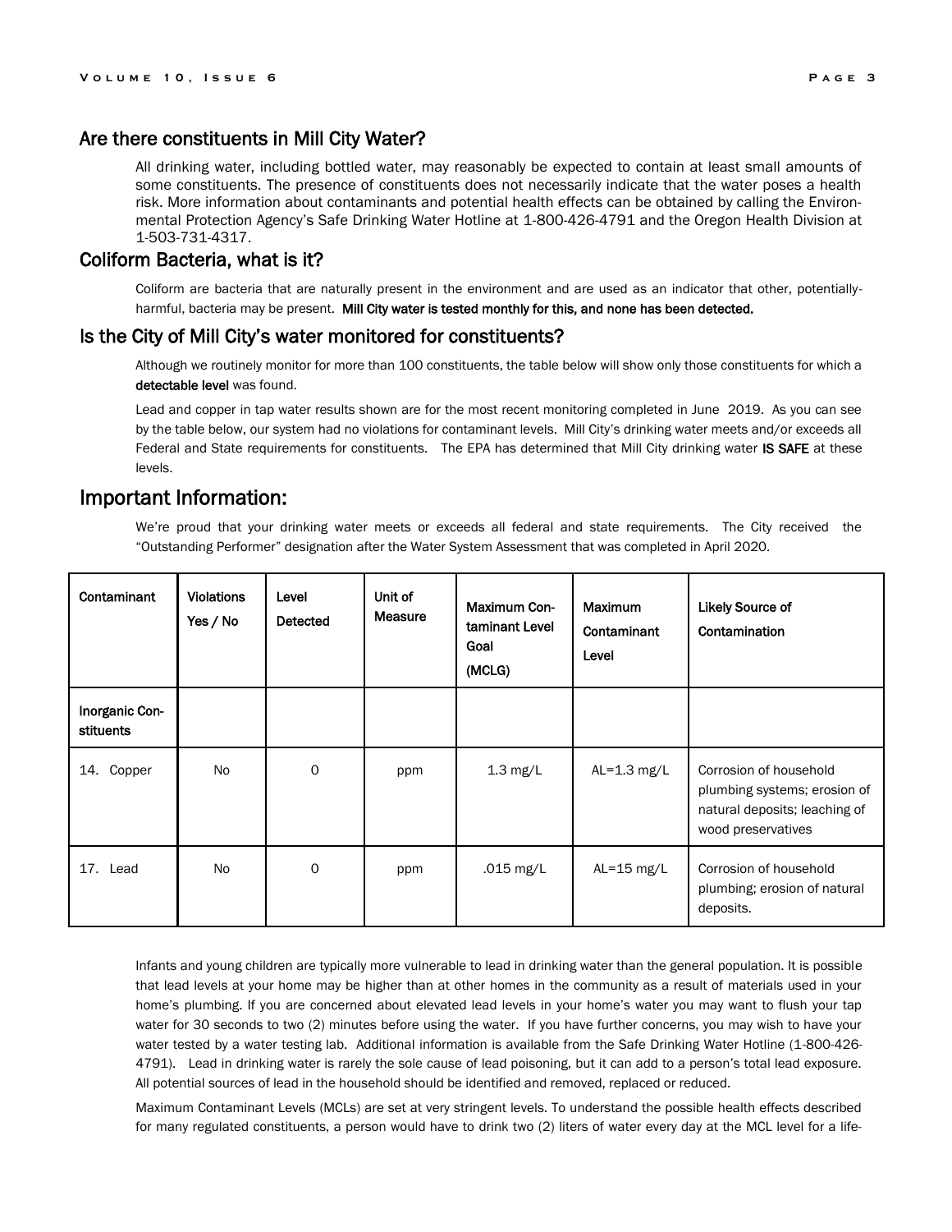## Are there constituents in Mill City Water?

All drinking water, including bottled water, may reasonably be expected to contain at least small amounts of some constituents. The presence of constituents does not necessarily indicate that the water poses a health risk. More information about contaminants and potential health effects can be obtained by calling the Environmental Protection Agency's Safe Drinking Water Hotline at 1-800-426-4791 and the Oregon Health Division at 1-503-731-4317.

## Coliform Bacteria, what is it?

Coliform are bacteria that are naturally present in the environment and are used as an indicator that other, potentially-harmful, bacteria may be present. **Mill City water is tested monthly for this, and none has been detected.**

## Is the City of Mill City's water monitored for constituents?

Although we routinely monitor for more than 100 constituents, the table below will show only those constituents for which a **detectable level** was found.

Lead and copper in tap water results shown are for the most recent monitoring completed in June 2019. As you can see by the table below, our system had no violations for contaminant levels. Mill City's drinking water meets and/or exceeds all Federal and State requirements for constituents. The EPA has determined that Mill City drinking water **IS SAFE** at these levels.

## Important Information:

We're proud that your drinking water meets or exceeds all federal and state requirements. The City received the "Outstanding Performer" designation after the Water System Assessment that was completed in April 2020.

| Contaminant | Violations Yes / No | Level Detected | Unit of Measure | Maximum Contaminant Level Goal (MCLG) | Maximum Contaminant Level | Likely Source of Contamination |
|---|---|---|---|---|---|---|
| Inorganic Constituents | | | | | | |
| 14. Copper | No | 0 | ppm | 1.3 mg/L | AL=1.3 mg/L | Corrosion of household plumbing systems; erosion of natural deposits; leaching of wood preservatives |
| 17. Lead | No | 0 | ppm | .015 mg/L | AL=15 mg/L | Corrosion of household plumbing; erosion of natural deposits. |

Infants and young children are typically more vulnerable to lead in drinking water than the general population. It is possible that lead levels at your home may be higher than at other homes in the community as a result of materials used in your home's plumbing. If you are concerned about elevated lead levels in your home's water you may want to flush your tap water for 30 seconds to two (2) minutes before using the water. If you have further concerns, you may wish to have your water tested by a water testing lab. Additional information is available from the Safe Drinking Water Hotline (1-800-426-4791). Lead in drinking water is rarely the sole cause of lead poisoning, but it can add to a person's total lead exposure. All potential sources of lead in the household should be identified and removed, replaced or reduced.

Maximum Contaminant Levels (MCLs) are set at very stringent levels. To understand the possible health effects described for many regulated constituents, a person would have to drink two (2) liters of water every day at the MCL level for a life-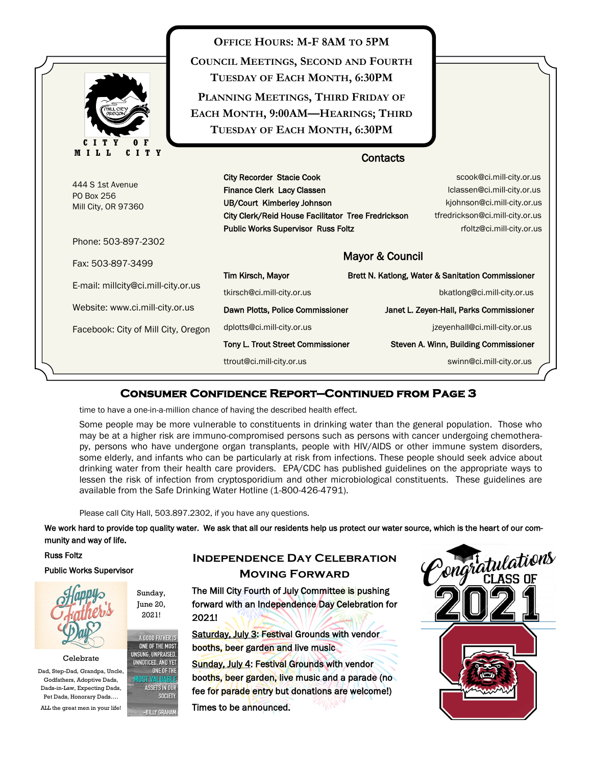**Office Hours: M-F 8AM to 5PM**

**Council Meetings, Second and Fourth Tuesday of Each Month, 6:30PM**

**Planning Meetings, Third Friday of Each Month, 9:00AM—Hearings; Third Tuesday of Each Month, 6:30PM**

CITY OF MILL CITY

444 S 1st Avenue
PO Box 256
Mill City, OR 97360

Phone: 503-897-2302

Fax: 503-897-3499

E-mail: millcity@ci.mill-city.or.us

Website: www.ci.mill-city.or.us

Facebook: City of Mill City, Oregon

## Contacts

| | |
|---|---|
| City Recorder Stacie Cook | scook@ci.mill-city.or.us |
| Finance Clerk Lacy Classen | lclassen@ci.mill-city.or.us |
| UB/Court Kimberley Johnson | kjohnson@ci.mill-city.or.us |
| City Clerk/Reid House Facilitator Tree Fredrickson | tfredrickson@ci.mill-city.or.us |
| Public Works Supervisor Russ Foltz | rfoltz@ci.mill-city.or.us |

## Mayor & Council

**Tim Kirsch, Mayor**
tkirsch@ci.mill-city.or.us

**Brett N. Katlong, Water & Sanitation Commissioner**
bkatlong@ci.mill-city.or.us

**Dawn Plotts, Police Commissioner**
dplotts@ci.mill-city.or.us

**Janet L. Zeyen-Hall, Parks Commissioner**
jzeyenhall@ci.mill-city.or.us

**Tony L. Trout Street Commissioner**
ttrout@ci.mill-city.or.us

**Steven A. Winn, Building Commissioner**
swinn@ci.mill-city.or.us

## Consumer Confidence Report—Continued from Page 3

time to have a one-in-a-million chance of having the described health effect.

Some people may be more vulnerable to constituents in drinking water than the general population. Those who may be at a higher risk are immuno-compromised persons such as persons with cancer undergoing chemotherapy, persons who have undergone organ transplants, people with HIV/AIDS or other immune system disorders, some elderly, and infants who can be particularly at risk from infections. These people should seek advice about drinking water from their health care providers. EPA/CDC has published guidelines on the appropriate ways to lessen the risk of infection from cryptosporidium and other microbiological constituents. These guidelines are available from the Safe Drinking Water Hotline (1-800-426-4791).

Please call City Hall, 503.897.2302, if you have any questions.

**We work hard to provide top quality water. We ask that all our residents help us protect our water source, which is the heart of our community and way of life.**

**Russ Foltz**

**Public Works Supervisor**

Happy Father's Day

Sunday, June 20, 2021!

Celebrate

Dad, Step-Dad, Grandpa, Uncle, Godfathers, Adoptive Dads, Dads-in-Law, Expecting Dads, Pet Dads, Honorary Dads….

ALL the great men in your life!

A GOOD FATHER IS ONE OF THE MOST UNSUNG, UNPRAISED, UNNOTICED, AND YET ONE OF THE MOST VALUABLE ASSETS IN OUR SOCIETY.
-BILLY GRAHAM

## Independence Day Celebration Moving Forward

**The Mill City Fourth of July Committee is pushing forward with an Independence Day Celebration for 2021!**

**Saturday, July 3: Festival Grounds with vendor booths, beer garden and live music**

**Sunday, July 4: Festival Grounds with vendor booths, beer garden, live music and a parade (no fee for parade entry but donations are welcome!)**

**Times to be announced.**

Congratulations CLASS OF 2021